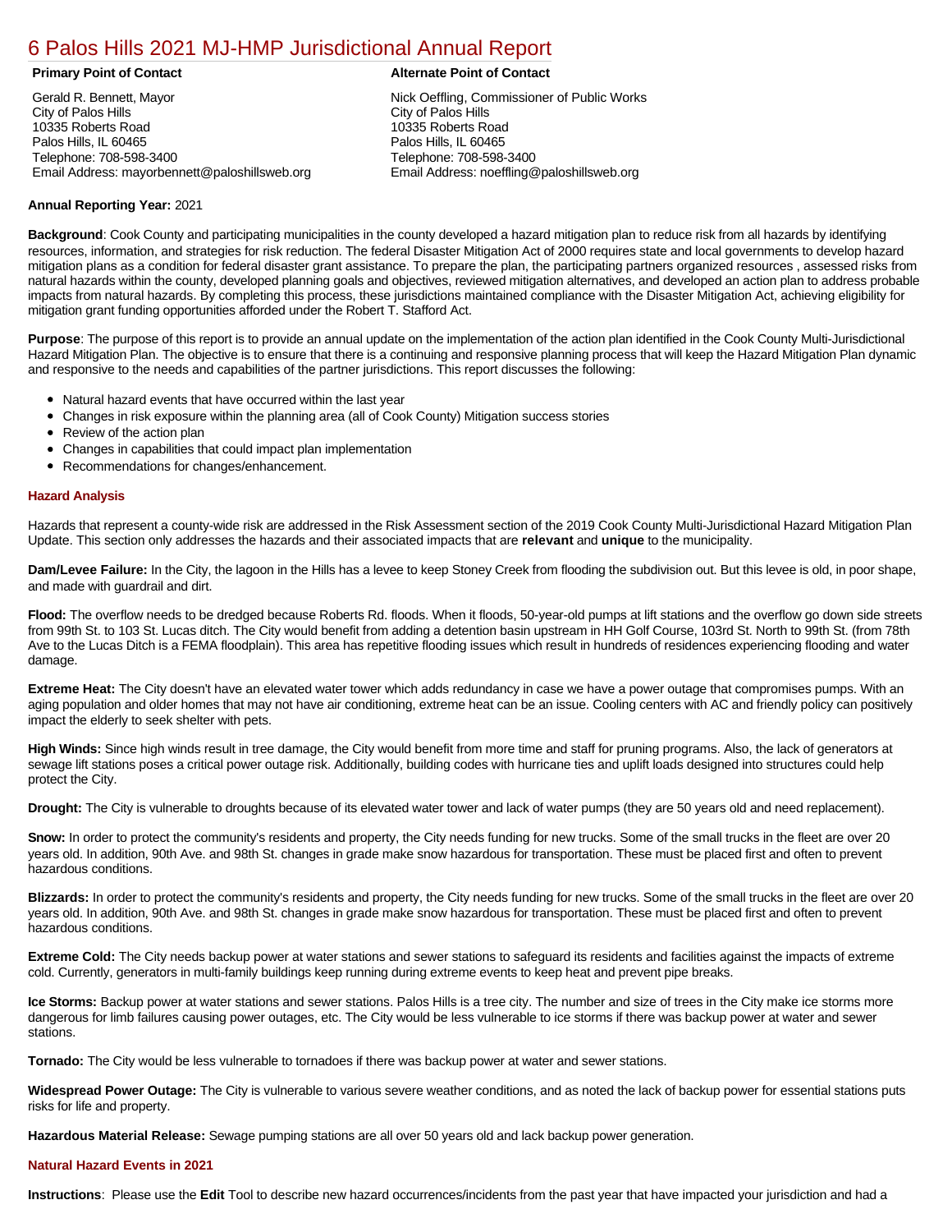# 6 Palos Hills 2021 MJ-HMP Jurisdictional Annual Report

**Primary Point of Contact**

Gerald R. Bennett, Mayor
City of Palos Hills
10335 Roberts Road
Palos Hills, IL 60465
Telephone: 708-598-3400
Email Address: mayorbennett@paloshillsweb.org

**Alternate Point of Contact**

Nick Oeffling, Commissioner of Public Works
City of Palos Hills
10335 Roberts Road
Palos Hills, IL 60465
Telephone: 708-598-3400
Email Address: noeffling@paloshillsweb.org

**Annual Reporting Year:** 2021

**Background**: Cook County and participating municipalities in the county developed a hazard mitigation plan to reduce risk from all hazards by identifying resources, information, and strategies for risk reduction. The federal Disaster Mitigation Act of 2000 requires state and local governments to develop hazard mitigation plans as a condition for federal disaster grant assistance. To prepare the plan, the participating partners organized resources , assessed risks from natural hazards within the county, developed planning goals and objectives, reviewed mitigation alternatives, and developed an action plan to address probable impacts from natural hazards. By completing this process, these jurisdictions maintained compliance with the Disaster Mitigation Act, achieving eligibility for mitigation grant funding opportunities afforded under the Robert T. Stafford Act.

**Purpose**: The purpose of this report is to provide an annual update on the implementation of the action plan identified in the Cook County Multi-Jurisdictional Hazard Mitigation Plan. The objective is to ensure that there is a continuing and responsive planning process that will keep the Hazard Mitigation Plan dynamic and responsive to the needs and capabilities of the partner jurisdictions. This report discusses the following:

- Natural hazard events that have occurred within the last year
- Changes in risk exposure within the planning area (all of Cook County) Mitigation success stories
- Review of the action plan
- Changes in capabilities that could impact plan implementation
- Recommendations for changes/enhancement.

### Hazard Analysis

Hazards that represent a county-wide risk are addressed in the Risk Assessment section of the 2019 Cook County Multi-Jurisdictional Hazard Mitigation Plan Update. This section only addresses the hazards and their associated impacts that are **relevant** and **unique** to the municipality.

**Dam/Levee Failure:** In the City, the lagoon in the Hills has a levee to keep Stoney Creek from flooding the subdivision out. But this levee is old, in poor shape, and made with guardrail and dirt.

**Flood:** The overflow needs to be dredged because Roberts Rd. floods. When it floods, 50-year-old pumps at lift stations and the overflow go down side streets from 99th St. to 103 St. Lucas ditch. The City would benefit from adding a detention basin upstream in HH Golf Course, 103rd St. North to 99th St. (from 78th Ave to the Lucas Ditch is a FEMA floodplain). This area has repetitive flooding issues which result in hundreds of residences experiencing flooding and water damage.

**Extreme Heat:** The City doesn't have an elevated water tower which adds redundancy in case we have a power outage that compromises pumps. With an aging population and older homes that may not have air conditioning, extreme heat can be an issue. Cooling centers with AC and friendly policy can positively impact the elderly to seek shelter with pets.

**High Winds:** Since high winds result in tree damage, the City would benefit from more time and staff for pruning programs. Also, the lack of generators at sewage lift stations poses a critical power outage risk. Additionally, building codes with hurricane ties and uplift loads designed into structures could help protect the City.

**Drought:** The City is vulnerable to droughts because of its elevated water tower and lack of water pumps (they are 50 years old and need replacement).

**Snow:** In order to protect the community's residents and property, the City needs funding for new trucks. Some of the small trucks in the fleet are over 20 years old. In addition, 90th Ave. and 98th St. changes in grade make snow hazardous for transportation. These must be placed first and often to prevent hazardous conditions.

**Blizzards:** In order to protect the community's residents and property, the City needs funding for new trucks. Some of the small trucks in the fleet are over 20 years old. In addition, 90th Ave. and 98th St. changes in grade make snow hazardous for transportation. These must be placed first and often to prevent hazardous conditions.

**Extreme Cold:** The City needs backup power at water stations and sewer stations to safeguard its residents and facilities against the impacts of extreme cold. Currently, generators in multi-family buildings keep running during extreme events to keep heat and prevent pipe breaks.

**Ice Storms:** Backup power at water stations and sewer stations. Palos Hills is a tree city. The number and size of trees in the City make ice storms more dangerous for limb failures causing power outages, etc. The City would be less vulnerable to ice storms if there was backup power at water and sewer stations.

**Tornado:** The City would be less vulnerable to tornadoes if there was backup power at water and sewer stations.

**Widespread Power Outage:** The City is vulnerable to various severe weather conditions, and as noted the lack of backup power for essential stations puts risks for life and property.

**Hazardous Material Release:** Sewage pumping stations are all over 50 years old and lack backup power generation.

### Natural Hazard Events in 2021

**Instructions**: Please use the **Edit** Tool to describe new hazard occurrences/incidents from the past year that have impacted your jurisdiction and had a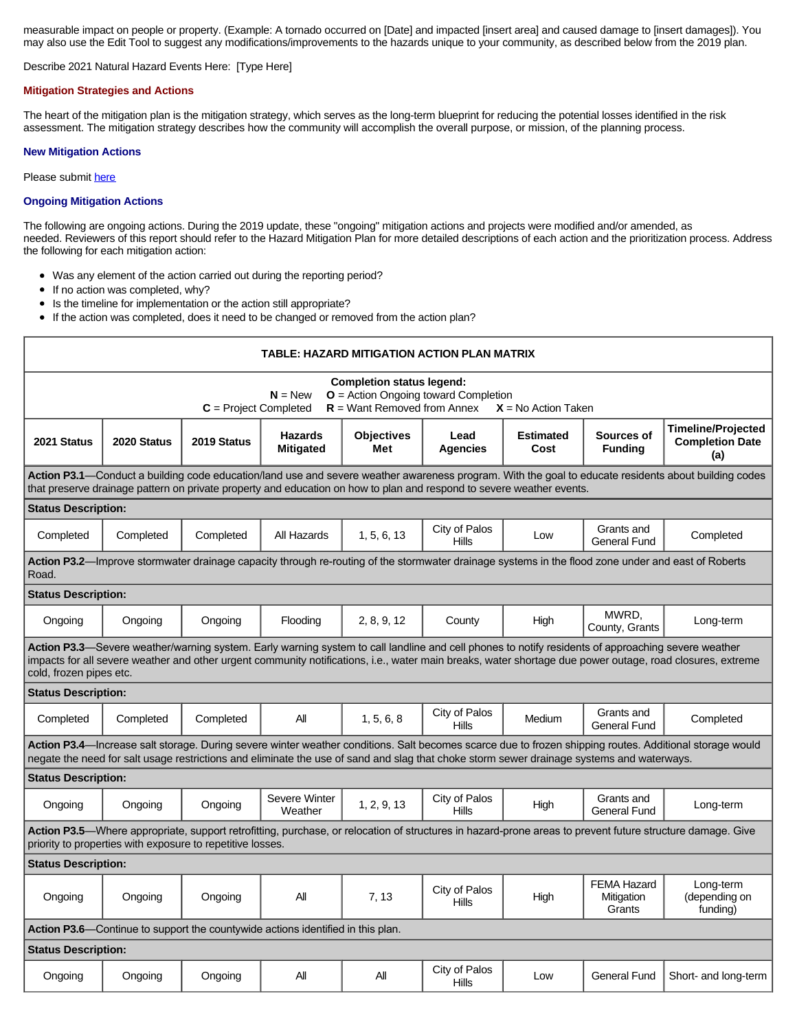measurable impact on people or property. (Example: A tornado occurred on [Date] and impacted [insert area] and caused damage to [insert damages]). You may also use the Edit Tool to suggest any modifications/improvements to the hazards unique to your community, as described below from the 2019 plan.

Describe 2021 Natural Hazard Events Here: [Type Here]

### Mitigation Strategies and Actions

The heart of the mitigation plan is the mitigation strategy, which serves as the long-term blueprint for reducing the potential losses identified in the risk assessment. The mitigation strategy describes how the community will accomplish the overall purpose, or mission, of the planning process.

### New Mitigation Actions

Please submit here

### Ongoing Mitigation Actions

The following are ongoing actions. During the 2019 update, these "ongoing" mitigation actions and projects were modified and/or amended, as needed. Reviewers of this report should refer to the Hazard Mitigation Plan for more detailed descriptions of each action and the prioritization process. Address the following for each mitigation action:

- Was any element of the action carried out during the reporting period?
- If no action was completed, why?
- Is the timeline for implementation or the action still appropriate?
- If the action was completed, does it need to be changed or removed from the action plan?

**TABLE: HAZARD MITIGATION ACTION PLAN MATRIX**

**Completion status legend:**
**N** = New **O** = Action Ongoing toward Completion
**C** = Project Completed **R** = Want Removed from Annex **X** = No Action Taken

| 2021 Status | 2020 Status | 2019 Status | Hazards Mitigated | Objectives Met | Lead Agencies | Estimated Cost | Sources of Funding | Timeline/Projected Completion Date (a) |
|---|---|---|---|---|---|---|---|---|
| **Action P3.1**—Conduct a building code education/land use and severe weather awareness program. With the goal to educate residents about building codes that preserve drainage pattern on private property and education on how to plan and respond to severe weather events. | | | | | | | | |
| **Status Description:** | | | | | | | | |
| Completed | Completed | Completed | All Hazards | 1, 5, 6, 13 | City of Palos Hills | Low | Grants and General Fund | Completed |
| **Action P3.2**—Improve stormwater drainage capacity through re-routing of the stormwater drainage systems in the flood zone under and east of Roberts Road. | | | | | | | | |
| **Status Description:** | | | | | | | | |
| Ongoing | Ongoing | Ongoing | Flooding | 2, 8, 9, 12 | County | High | MWRD, County, Grants | Long-term |
| **Action P3.3**—Severe weather/warning system. Early warning system to call landline and cell phones to notify residents of approaching severe weather impacts for all severe weather and other urgent community notifications, i.e., water main breaks, water shortage due power outage, road closures, extreme cold, frozen pipes etc. | | | | | | | | |
| **Status Description:** | | | | | | | | |
| Completed | Completed | Completed | All | 1, 5, 6, 8 | City of Palos Hills | Medium | Grants and General Fund | Completed |
| **Action P3.4**—Increase salt storage. During severe winter weather conditions. Salt becomes scarce due to frozen shipping routes. Additional storage would negate the need for salt usage restrictions and eliminate the use of sand and slag that choke storm sewer drainage systems and waterways. | | | | | | | | |
| **Status Description:** | | | | | | | | |
| Ongoing | Ongoing | Ongoing | Severe Winter Weather | 1, 2, 9, 13 | City of Palos Hills | High | Grants and General Fund | Long-term |
| **Action P3.5**—Where appropriate, support retrofitting, purchase, or relocation of structures in hazard-prone areas to prevent future structure damage. Give priority to properties with exposure to repetitive losses. | | | | | | | | |
| **Status Description:** | | | | | | | | |
| Ongoing | Ongoing | Ongoing | All | 7, 13 | City of Palos Hills | High | FEMA Hazard Mitigation Grants | Long-term (depending on funding) |
| **Action P3.6**—Continue to support the countywide actions identified in this plan. | | | | | | | | |
| **Status Description:** | | | | | | | | |
| Ongoing | Ongoing | Ongoing | All | All | City of Palos Hills | Low | General Fund | Short- and long-term |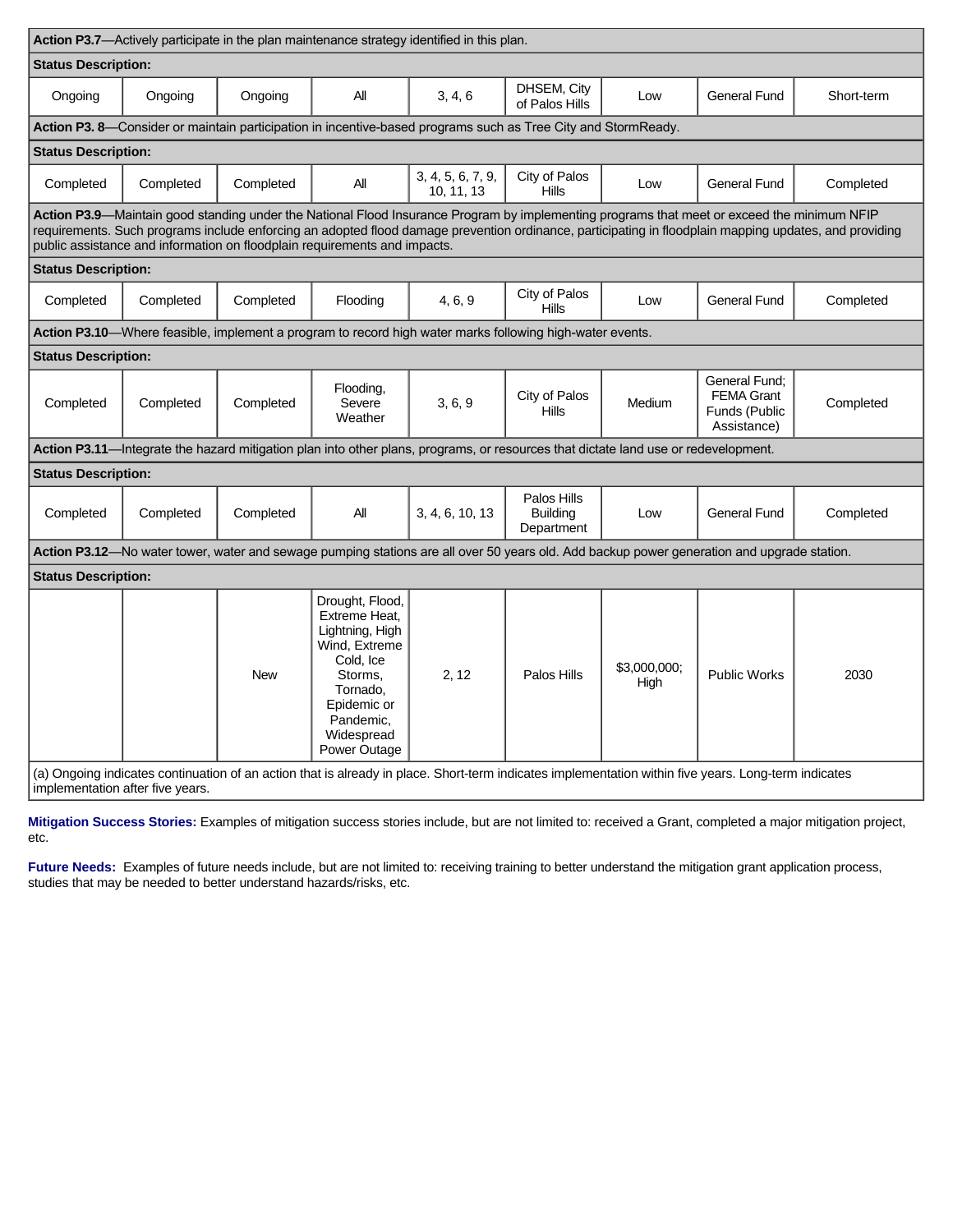| | | | | | | | | |
|---|---|---|---|---|---|---|---|---|
| **Action P3.7**—Actively participate in the plan maintenance strategy identified in this plan. | | | | | | | | |
| **Status Description:** | | | | | | | | |
| Ongoing | Ongoing | Ongoing | All | 3, 4, 6 | DHSEM, City of Palos Hills | Low | General Fund | Short-term |
| **Action P3. 8**—Consider or maintain participation in incentive-based programs such as Tree City and StormReady. | | | | | | | | |
| **Status Description:** | | | | | | | | |
| Completed | Completed | Completed | All | 3, 4, 5, 6, 7, 9, 10, 11, 13 | City of Palos Hills | Low | General Fund | Completed |
| **Action P3.9**—Maintain good standing under the National Flood Insurance Program by implementing programs that meet or exceed the minimum NFIP requirements. Such programs include enforcing an adopted flood damage prevention ordinance, participating in floodplain mapping updates, and providing public assistance and information on floodplain requirements and impacts. | | | | | | | | |
| **Status Description:** | | | | | | | | |
| Completed | Completed | Completed | Flooding | 4, 6, 9 | City of Palos Hills | Low | General Fund | Completed |
| **Action P3.10**—Where feasible, implement a program to record high water marks following high-water events. | | | | | | | | |
| **Status Description:** | | | | | | | | |
| Completed | Completed | Completed | Flooding, Severe Weather | 3, 6, 9 | City of Palos Hills | Medium | General Fund; FEMA Grant Funds (Public Assistance) | Completed |
| **Action P3.11**—Integrate the hazard mitigation plan into other plans, programs, or resources that dictate land use or redevelopment. | | | | | | | | |
| **Status Description:** | | | | | | | | |
| Completed | Completed | Completed | All | 3, 4, 6, 10, 13 | Palos Hills Building Department | Low | General Fund | Completed |
| **Action P3.12**—No water tower, water and sewage pumping stations are all over 50 years old. Add backup power generation and upgrade station. | | | | | | | | |
| **Status Description:** | | | | | | | | |
| | | New | Drought, Flood, Extreme Heat, Lightning, High Wind, Extreme Cold, Ice Storms, Tornado, Epidemic or Pandemic, Widespread Power Outage | 2, 12 | Palos Hills | $3,000,000; High | Public Works | 2030 |
| (a) Ongoing indicates continuation of an action that is already in place. Short-term indicates implementation within five years. Long-term indicates implementation after five years. | | | | | | | | |

**Mitigation Success Stories:** Examples of mitigation success stories include, but are not limited to: received a Grant, completed a major mitigation project, etc.

**Future Needs:** Examples of future needs include, but are not limited to: receiving training to better understand the mitigation grant application process, studies that may be needed to better understand hazards/risks, etc.